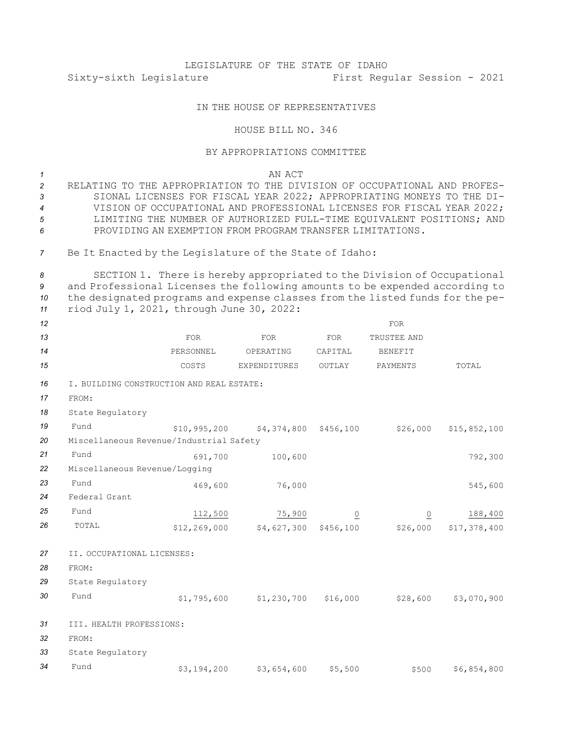LEGISLATURE OF THE STATE OF IDAHO

Sixty-sixth Legislature First Regular Session - 2021

IN THE HOUSE OF REPRESENTATIVES

HOUSE BILL NO. 346

BY APPROPRIATIONS COMMITTEE

AN ACT

RELATING TO THE APPROPRIATION TO THE DIVISION OF OCCUPATIONAL AND PROFESSIONAL LICENSES FOR FISCAL YEAR 2022; APPROPRIATING MONEYS TO THE DIVISION OF OCCUPATIONAL AND PROFESSIONAL LICENSES FOR FISCAL YEAR 2022; LIMITING THE NUMBER OF AUTHORIZED FULL-TIME EQUIVALENT POSITIONS; AND PROVIDING AN EXEMPTION FROM PROGRAM TRANSFER LIMITATIONS.

Be It Enacted by the Legislature of the State of Idaho:

SECTION 1. There is hereby appropriated to the Division of Occupational and Professional Licenses the following amounts to be expended according to the designated programs and expense classes from the listed funds for the period July 1, 2021, through June 30, 2022:

| | FOR PERSONNEL COSTS | FOR OPERATING EXPENDITURES | FOR CAPITAL OUTLAY | FOR TRUSTEE AND BENEFIT PAYMENTS | TOTAL |
|---|---|---|---|---|---|
| I. BUILDING CONSTRUCTION AND REAL ESTATE: | | | | | |
| FROM: | | | | | |
| State Regulatory Fund | $10,995,200 | $4,374,800 | $456,100 | $26,000 | $15,852,100 |
| Miscellaneous Revenue/Industrial Safety Fund | 691,700 | 100,600 | | | 792,300 |
| Miscellaneous Revenue/Logging Fund | 469,600 | 76,000 | | | 545,600 |
| Federal Grant Fund | 112,500 | 75,900 | 0 | 0 | 188,400 |
| TOTAL | $12,269,000 | $4,627,300 | $456,100 | $26,000 | $17,378,400 |
| II. OCCUPATIONAL LICENSES: | | | | | |
| FROM: | | | | | |
| State Regulatory Fund | $1,795,600 | $1,230,700 | $16,000 | $28,600 | $3,070,900 |
| III. HEALTH PROFESSIONS: | | | | | |
| FROM: | | | | | |
| State Regulatory Fund | $3,194,200 | $3,654,600 | $5,500 | $500 | $6,854,800 |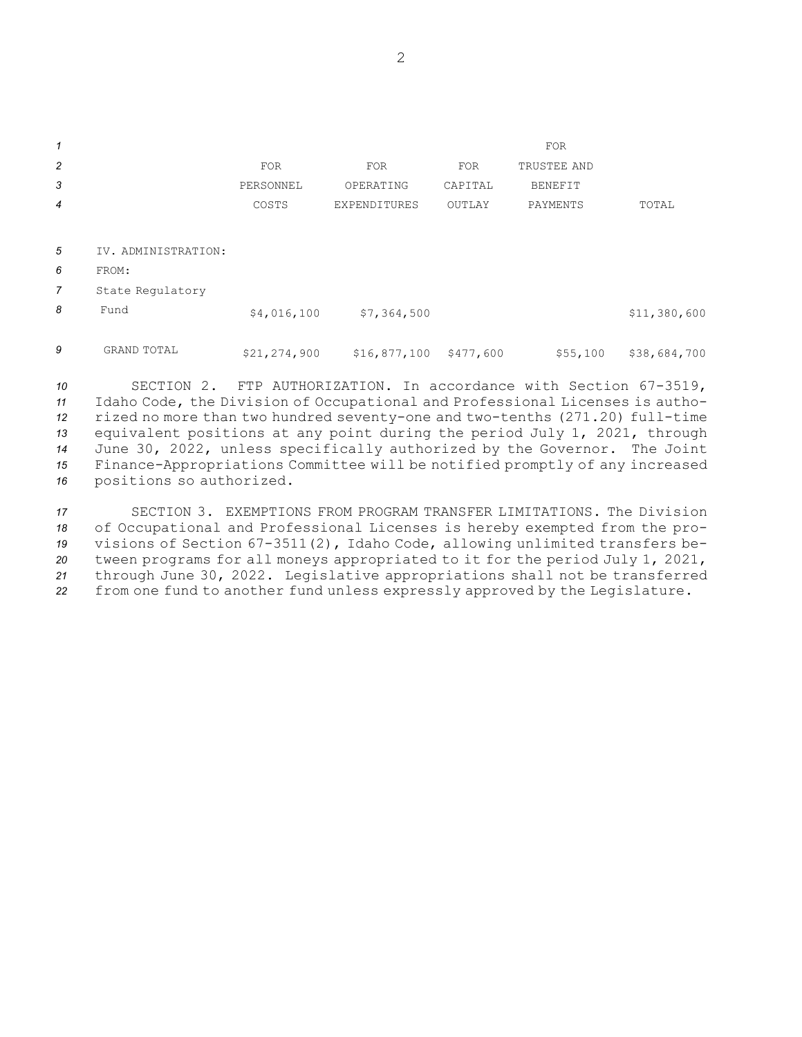| | FOR PERSONNEL COSTS | FOR OPERATING EXPENDITURES | FOR CAPITAL OUTLAY | FOR TRUSTEE AND BENEFIT PAYMENTS | TOTAL |
|---|---|---|---|---|---|
| IV. ADMINISTRATION: | | | | | |
| FROM: | | | | | |
| State Regulatory Fund | $4,016,100 | $7,364,500 | | | $11,380,600 |
| GRAND TOTAL | $21,274,900 | $16,877,100 | $477,600 | $55,100 | $38,684,700 |

SECTION 2. FTP AUTHORIZATION. In accordance with Section 67-3519, Idaho Code, the Division of Occupational and Professional Licenses is authorized no more than two hundred seventy-one and two-tenths (271.20) full-time equivalent positions at any point during the period July 1, 2021, through June 30, 2022, unless specifically authorized by the Governor. The Joint Finance-Appropriations Committee will be notified promptly of any increased positions so authorized.

SECTION 3. EXEMPTIONS FROM PROGRAM TRANSFER LIMITATIONS. The Division of Occupational and Professional Licenses is hereby exempted from the provisions of Section 67-3511(2), Idaho Code, allowing unlimited transfers between programs for all moneys appropriated to it for the period July 1, 2021, through June 30, 2022. Legislative appropriations shall not be transferred from one fund to another fund unless expressly approved by the Legislature.